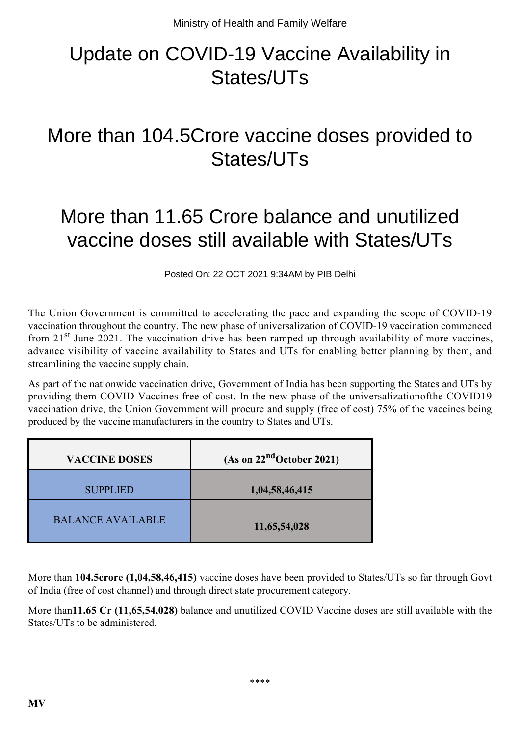Ministry of Health and Family Welfare

# Update on COVID-19 Vaccine Availability in States/UTs

# More than 104.5Crore vaccine doses provided to States/UTs

# More than 11.65 Crore balance and unutilized vaccine doses still available with States/UTs

Posted On: 22 OCT 2021 9:34AM by PIB Delhi

The Union Government is committed to accelerating the pace and expanding the scope of COVID-19 vaccination throughout the country. The new phase of universalization of COVID-19 vaccination commenced from 21st June 2021. The vaccination drive has been ramped up through availability of more vaccines, advance visibility of vaccine availability to States and UTs for enabling better planning by them, and streamlining the vaccine supply chain.

As part of the nationwide vaccination drive, Government of India has been supporting the States and UTs by providing them COVID Vaccines free of cost. In the new phase of the universalizationofthe COVID19 vaccination drive, the Union Government will procure and supply (free of cost) 75% of the vaccines being produced by the vaccine manufacturers in the country to States and UTs.

| VACCINE DOSES | (As on 22ndOctober 2021) |
|---|---|
| SUPPLIED | **1,04,58,46,415** |
| BALANCE AVAILABLE | **11,65,54,028** |

More than **104.5crore (1,04,58,46,415)** vaccine doses have been provided to States/UTs so far through Govt of India (free of cost channel) and through direct state procurement category.

More than**11.65 Cr (11,65,54,028)** balance and unutilized COVID Vaccine doses are still available with the States/UTs to be administered.

****

**MV**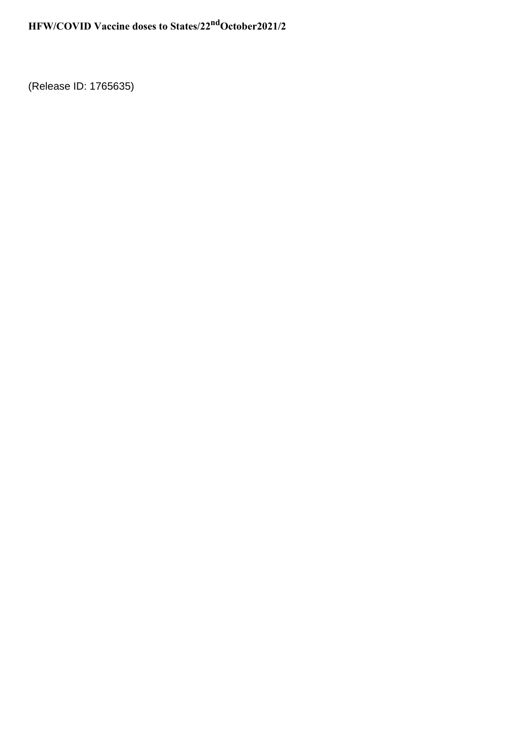**HFW/COVID Vaccine doses to States/22^nd^October2021/2**

(Release ID: 1765635)